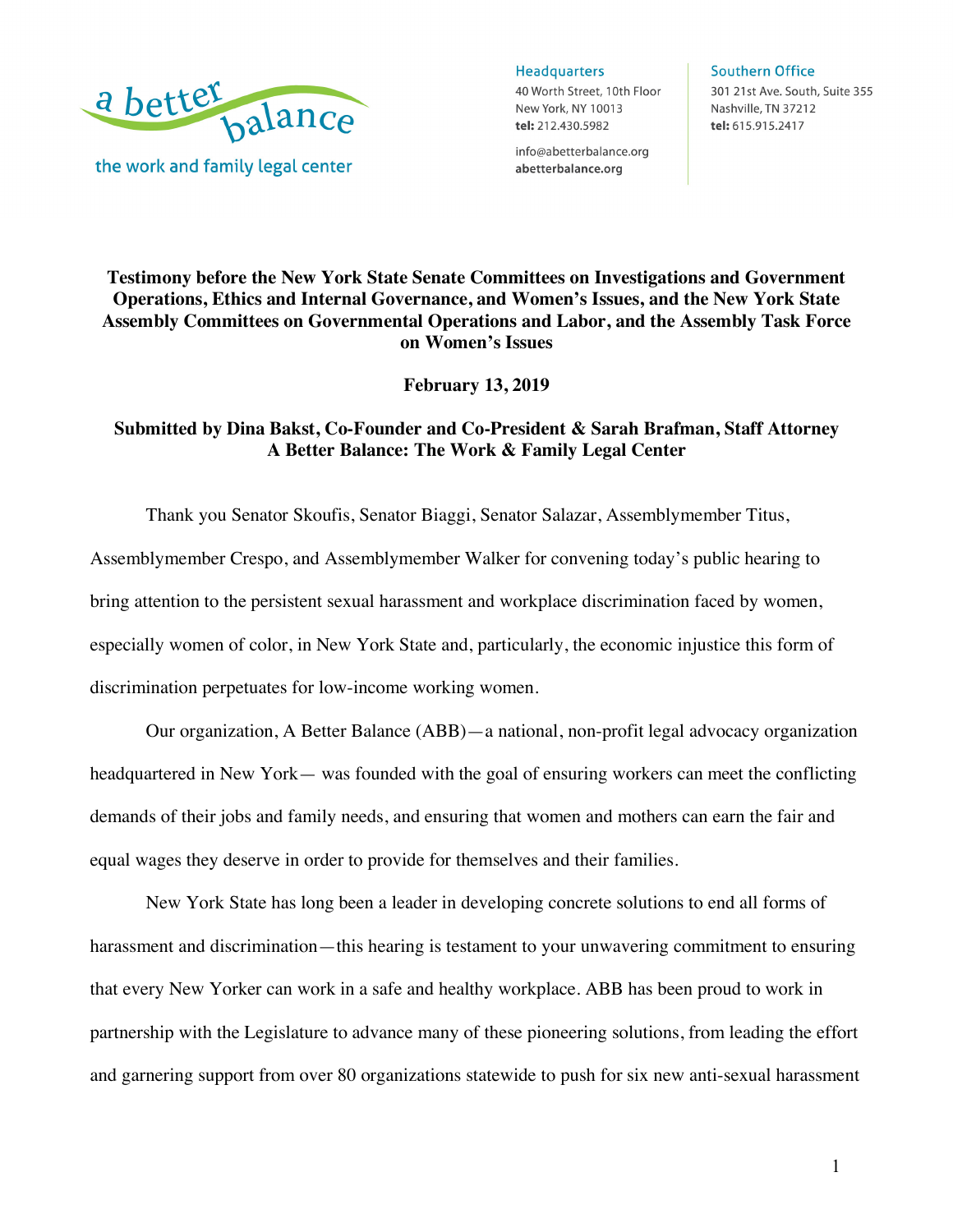a better balance
the work and family legal center

**Headquarters**
40 Worth Street, 10th Floor
New York, NY 10013
**tel:** 212.430.5982

info@abetterbalance.org
**abetterbalance.org**

**Southern Office**
301 21st Ave. South, Suite 355
Nashville, TN 37212
**tel:** 615.915.2417

**Testimony before the New York State Senate Committees on Investigations and Government Operations, Ethics and Internal Governance, and Women's Issues, and the New York State Assembly Committees on Governmental Operations and Labor, and the Assembly Task Force on Women's Issues**

**February 13, 2019**

**Submitted by Dina Bakst, Co-Founder and Co-President & Sarah Brafman, Staff Attorney**
**A Better Balance: The Work & Family Legal Center**

Thank you Senator Skoufis, Senator Biaggi, Senator Salazar, Assemblymember Titus, Assemblymember Crespo, and Assemblymember Walker for convening today's public hearing to bring attention to the persistent sexual harassment and workplace discrimination faced by women, especially women of color, in New York State and, particularly, the economic injustice this form of discrimination perpetuates for low-income working women.

Our organization, A Better Balance (ABB)—a national, non-profit legal advocacy organization headquartered in New York— was founded with the goal of ensuring workers can meet the conflicting demands of their jobs and family needs, and ensuring that women and mothers can earn the fair and equal wages they deserve in order to provide for themselves and their families.

New York State has long been a leader in developing concrete solutions to end all forms of harassment and discrimination—this hearing is testament to your unwavering commitment to ensuring that every New Yorker can work in a safe and healthy workplace. ABB has been proud to work in partnership with the Legislature to advance many of these pioneering solutions, from leading the effort and garnering support from over 80 organizations statewide to push for six new anti-sexual harassment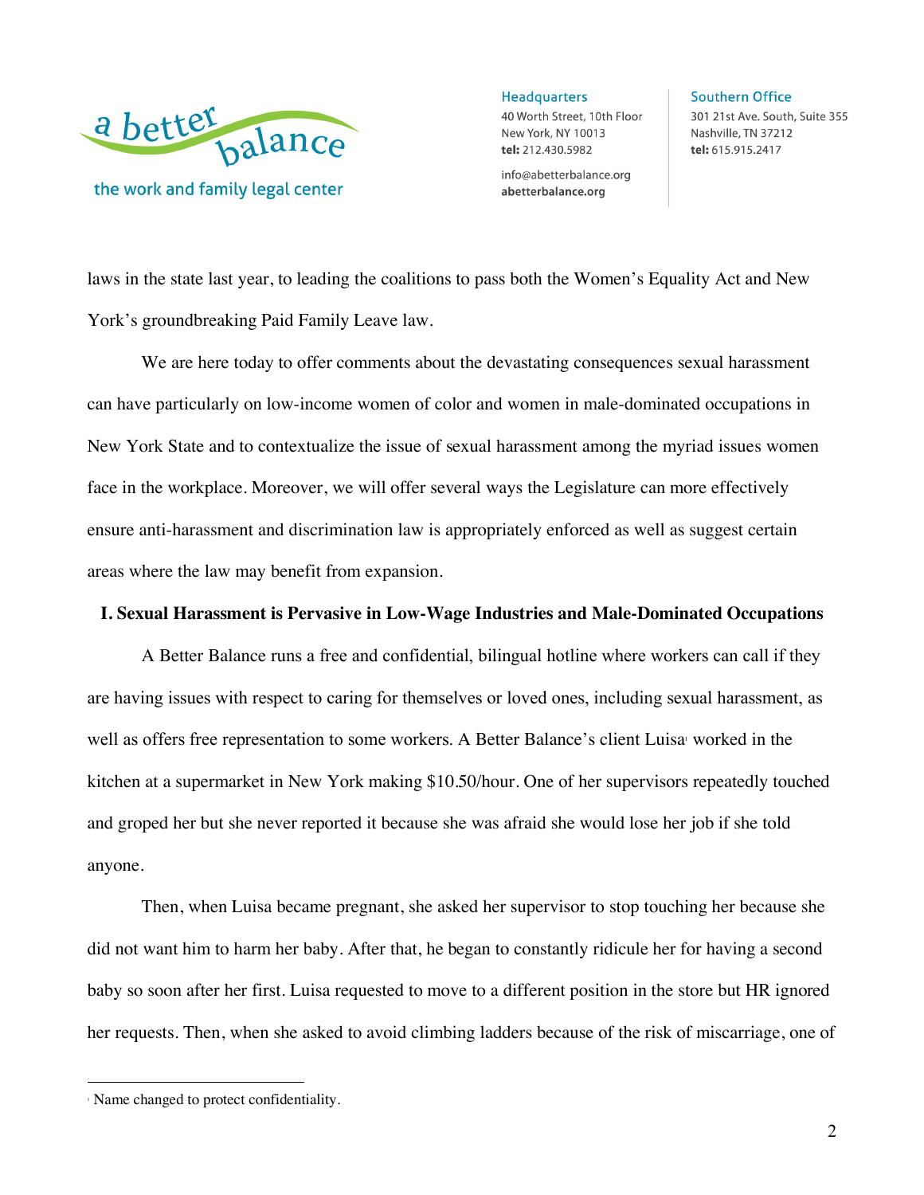laws in the state last year, to leading the coalitions to pass both the Women's Equality Act and New York's groundbreaking Paid Family Leave law.

We are here today to offer comments about the devastating consequences sexual harassment can have particularly on low-income women of color and women in male-dominated occupations in New York State and to contextualize the issue of sexual harassment among the myriad issues women face in the workplace. Moreover, we will offer several ways the Legislature can more effectively ensure anti-harassment and discrimination law is appropriately enforced as well as suggest certain areas where the law may benefit from expansion.

## I. Sexual Harassment is Pervasive in Low-Wage Industries and Male-Dominated Occupations

A Better Balance runs a free and confidential, bilingual hotline where workers can call if they are having issues with respect to caring for themselves or loved ones, including sexual harassment, as well as offers free representation to some workers. A Better Balance's client Luisa[1] worked in the kitchen at a supermarket in New York making $10.50/hour. One of her supervisors repeatedly touched and groped her but she never reported it because she was afraid she would lose her job if she told anyone.

Then, when Luisa became pregnant, she asked her supervisor to stop touching her because she did not want him to harm her baby. After that, he began to constantly ridicule her for having a second baby so soon after her first. Luisa requested to move to a different position in the store but HR ignored her requests. Then, when she asked to avoid climbing ladders because of the risk of miscarriage, one of

[1] Name changed to protect confidentiality.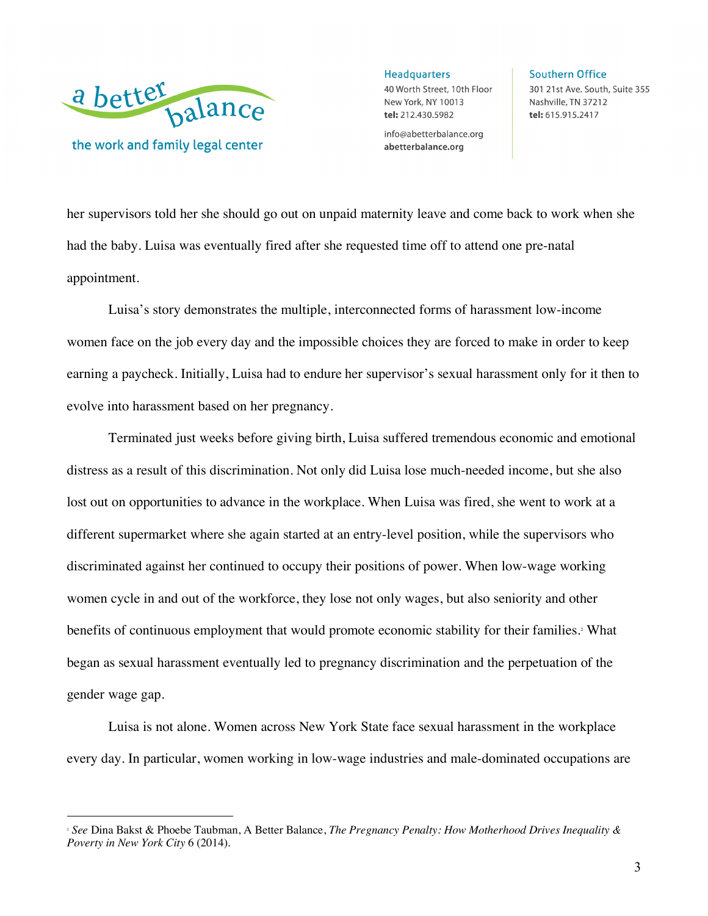her supervisors told her she should go out on unpaid maternity leave and come back to work when she had the baby. Luisa was eventually fired after she requested time off to attend one pre-natal appointment.

Luisa's story demonstrates the multiple, interconnected forms of harassment low-income women face on the job every day and the impossible choices they are forced to make in order to keep earning a paycheck. Initially, Luisa had to endure her supervisor's sexual harassment only for it then to evolve into harassment based on her pregnancy.

Terminated just weeks before giving birth, Luisa suffered tremendous economic and emotional distress as a result of this discrimination. Not only did Luisa lose much-needed income, but she also lost out on opportunities to advance in the workplace. When Luisa was fired, she went to work at a different supermarket where she again started at an entry-level position, while the supervisors who discriminated against her continued to occupy their positions of power. When low-wage working women cycle in and out of the workforce, they lose not only wages, but also seniority and other benefits of continuous employment that would promote economic stability for their families.[2] What began as sexual harassment eventually led to pregnancy discrimination and the perpetuation of the gender wage gap.

Luisa is not alone. Women across New York State face sexual harassment in the workplace every day. In particular, women working in low-wage industries and male-dominated occupations are

---

[2] *See* Dina Bakst & Phoebe Taubman, A Better Balance, *The Pregnancy Penalty: How Motherhood Drives Inequality & Poverty in New York City* 6 (2014).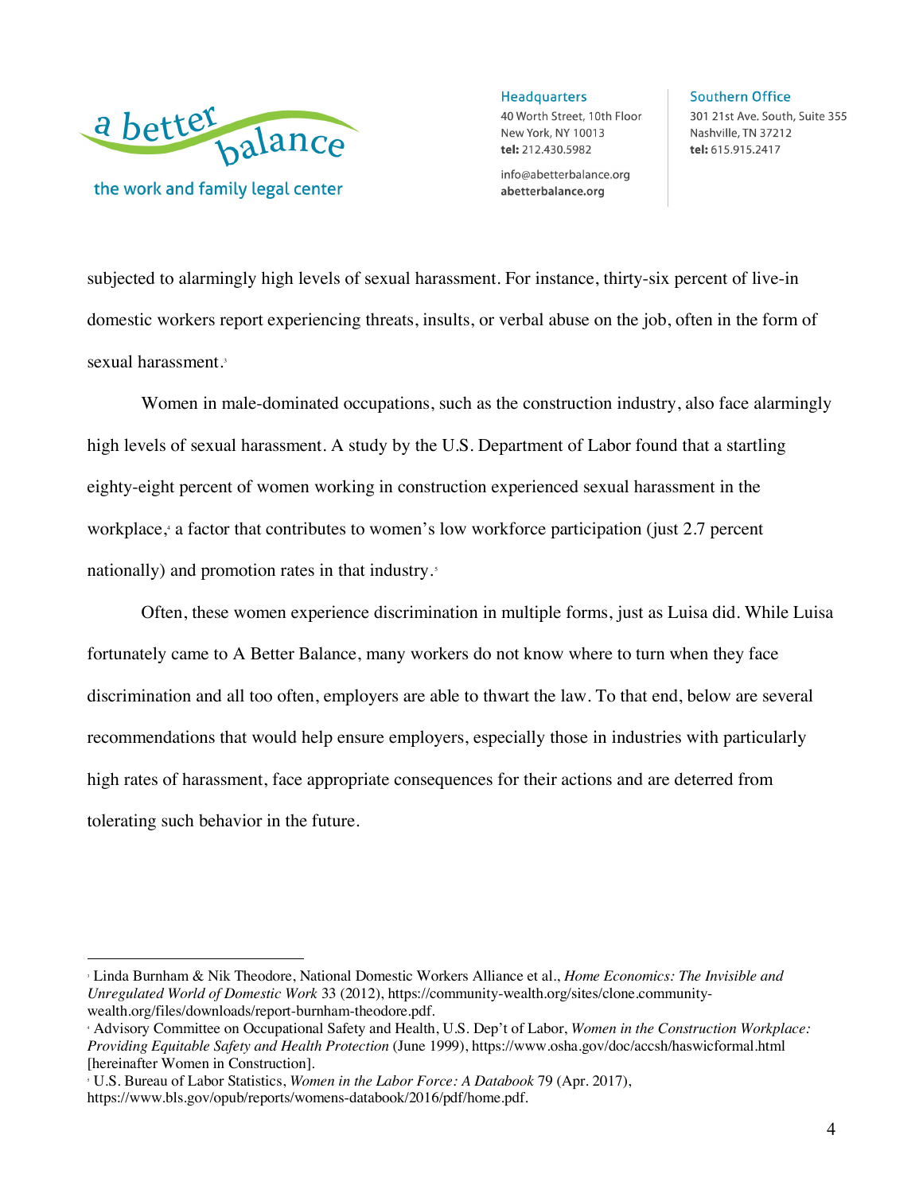subjected to alarmingly high levels of sexual harassment. For instance, thirty-six percent of live-in domestic workers report experiencing threats, insults, or verbal abuse on the job, often in the form of sexual harassment.[3]

Women in male-dominated occupations, such as the construction industry, also face alarmingly high levels of sexual harassment. A study by the U.S. Department of Labor found that a startling eighty-eight percent of women working in construction experienced sexual harassment in the workplace,[4] a factor that contributes to women's low workforce participation (just 2.7 percent nationally) and promotion rates in that industry.[5]

Often, these women experience discrimination in multiple forms, just as Luisa did. While Luisa fortunately came to A Better Balance, many workers do not know where to turn when they face discrimination and all too often, employers are able to thwart the law. To that end, below are several recommendations that would help ensure employers, especially those in industries with particularly high rates of harassment, face appropriate consequences for their actions and are deterred from tolerating such behavior in the future.

---

[3] Linda Burnham & Nik Theodore, National Domestic Workers Alliance et al., *Home Economics: The Invisible and Unregulated World of Domestic Work* 33 (2012), https://community-wealth.org/sites/clone.community-wealth.org/files/downloads/report-burnham-theodore.pdf.

[4] Advisory Committee on Occupational Safety and Health, U.S. Dep't of Labor, *Women in the Construction Workplace: Providing Equitable Safety and Health Protection* (June 1999), https://www.osha.gov/doc/accsh/haswicformal.html [hereinafter Women in Construction].

[5] U.S. Bureau of Labor Statistics, *Women in the Labor Force: A Databook* 79 (Apr. 2017), https://www.bls.gov/opub/reports/womens-databook/2016/pdf/home.pdf.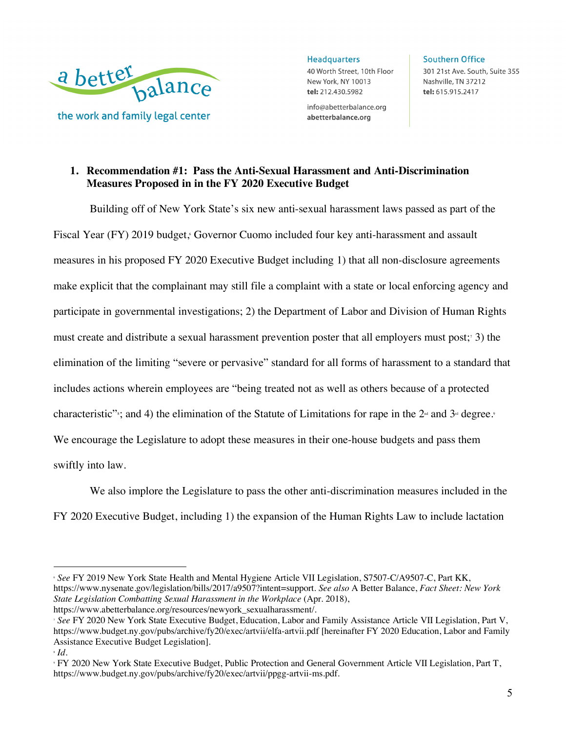## 1. Recommendation #1: Pass the Anti-Sexual Harassment and Anti-Discrimination Measures Proposed in in the FY 2020 Executive Budget

Building off of New York State's six new anti-sexual harassment laws passed as part of the Fiscal Year (FY) 2019 budget,[6] Governor Cuomo included four key anti-harassment and assault measures in his proposed FY 2020 Executive Budget including 1) that all non-disclosure agreements make explicit that the complainant may still file a complaint with a state or local enforcing agency and participate in governmental investigations; 2) the Department of Labor and Division of Human Rights must create and distribute a sexual harassment prevention poster that all employers must post;[7] 3) the elimination of the limiting "severe or pervasive" standard for all forms of harassment to a standard that includes actions wherein employees are "being treated not as well as others because of a protected characteristic"[8]; and 4) the elimination of the Statute of Limitations for rape in the 2nd and 3rd degree.[9] We encourage the Legislature to adopt these measures in their one-house budgets and pass them swiftly into law.

We also implore the Legislature to pass the other anti-discrimination measures included in the FY 2020 Executive Budget, including 1) the expansion of the Human Rights Law to include lactation

---

[6] *See* FY 2019 New York State Health and Mental Hygiene Article VII Legislation, S7507-C/A9507-C, Part KK, https://www.nysenate.gov/legislation/bills/2017/a9507?intent=support. *See also* A Better Balance, *Fact Sheet: New York State Legislation Combatting Sexual Harassment in the Workplace* (Apr. 2018), https://www.abetterbalance.org/resources/newyork_sexualharassment/.

[7] *See* FY 2020 New York State Executive Budget, Education, Labor and Family Assistance Article VII Legislation, Part V, https://www.budget.ny.gov/pubs/archive/fy20/exec/artvii/elfa-artvii.pdf [hereinafter FY 2020 Education, Labor and Family Assistance Executive Budget Legislation].

[8] *Id*.

[9] FY 2020 New York State Executive Budget, Public Protection and General Government Article VII Legislation, Part T, https://www.budget.ny.gov/pubs/archive/fy20/exec/artvii/ppgg-artvii-ms.pdf.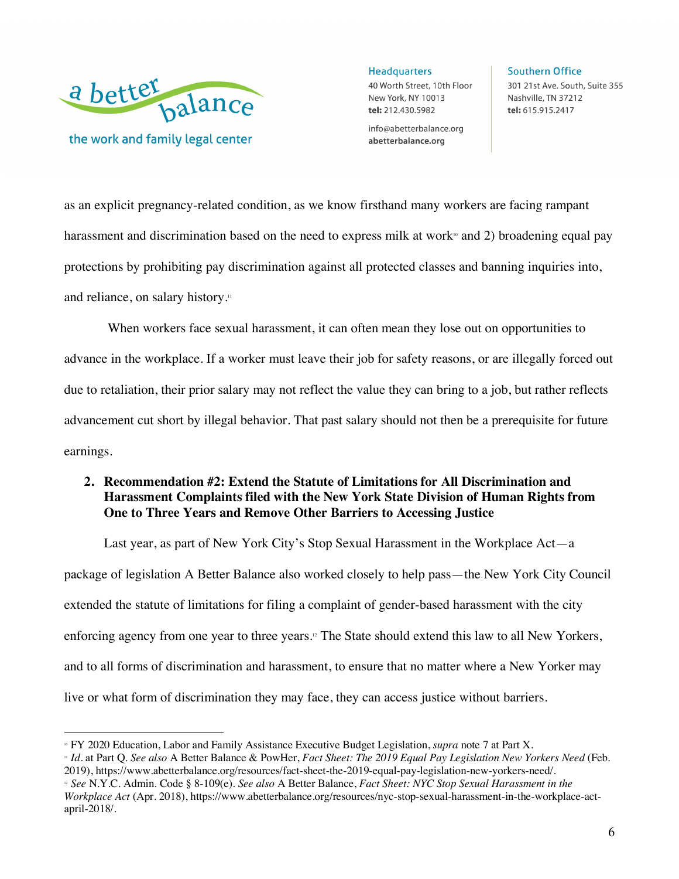as an explicit pregnancy-related condition, as we know firsthand many workers are facing rampant harassment and discrimination based on the need to express milk at work[10] and 2) broadening equal pay protections by prohibiting pay discrimination against all protected classes and banning inquiries into, and reliance, on salary history.[11]

When workers face sexual harassment, it can often mean they lose out on opportunities to advance in the workplace. If a worker must leave their job for safety reasons, or are illegally forced out due to retaliation, their prior salary may not reflect the value they can bring to a job, but rather reflects advancement cut short by illegal behavior. That past salary should not then be a prerequisite for future earnings.

2. **Recommendation #2: Extend the Statute of Limitations for All Discrimination and Harassment Complaints filed with the New York State Division of Human Rights from One to Three Years and Remove Other Barriers to Accessing Justice**

Last year, as part of New York City's Stop Sexual Harassment in the Workplace Act—a package of legislation A Better Balance also worked closely to help pass—the New York City Council extended the statute of limitations for filing a complaint of gender-based harassment with the city enforcing agency from one year to three years.[12] The State should extend this law to all New Yorkers, and to all forms of discrimination and harassment, to ensure that no matter where a New Yorker may live or what form of discrimination they may face, they can access justice without barriers.

---

[10] FY 2020 Education, Labor and Family Assistance Executive Budget Legislation, *supra* note 7 at Part X.

[11] *Id.* at Part Q. *See also* A Better Balance & PowHer, *Fact Sheet: The 2019 Equal Pay Legislation New Yorkers Need* (Feb. 2019), https://www.abetterbalance.org/resources/fact-sheet-the-2019-equal-pay-legislation-new-yorkers-need/.

[12] *See* N.Y.C. Admin. Code § 8-109(e). *See also* A Better Balance, *Fact Sheet: NYC Stop Sexual Harassment in the Workplace Act* (Apr. 2018), https://www.abetterbalance.org/resources/nyc-stop-sexual-harassment-in-the-workplace-act-april-2018/.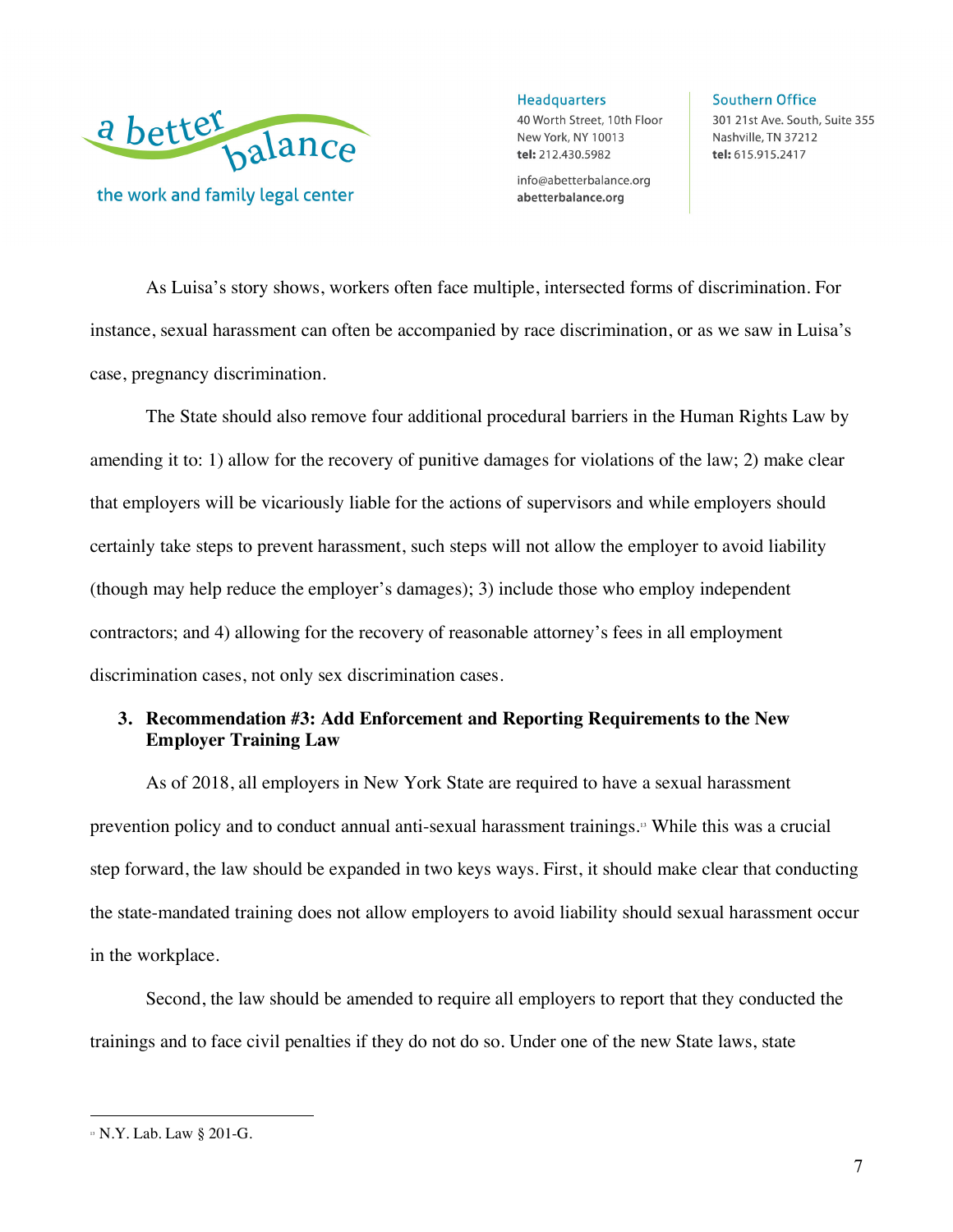As Luisa's story shows, workers often face multiple, intersected forms of discrimination. For instance, sexual harassment can often be accompanied by race discrimination, or as we saw in Luisa's case, pregnancy discrimination.

The State should also remove four additional procedural barriers in the Human Rights Law by amending it to: 1) allow for the recovery of punitive damages for violations of the law; 2) make clear that employers will be vicariously liable for the actions of supervisors and while employers should certainly take steps to prevent harassment, such steps will not allow the employer to avoid liability (though may help reduce the employer's damages); 3) include those who employ independent contractors; and 4) allowing for the recovery of reasonable attorney's fees in all employment discrimination cases, not only sex discrimination cases.

### 3. Recommendation #3: Add Enforcement and Reporting Requirements to the New Employer Training Law

As of 2018, all employers in New York State are required to have a sexual harassment prevention policy and to conduct annual anti-sexual harassment trainings.[13] While this was a crucial step forward, the law should be expanded in two keys ways. First, it should make clear that conducting the state-mandated training does not allow employers to avoid liability should sexual harassment occur in the workplace.

Second, the law should be amended to require all employers to report that they conducted the trainings and to face civil penalties if they do not do so. Under one of the new State laws, state

---

[13] N.Y. Lab. Law § 201-G.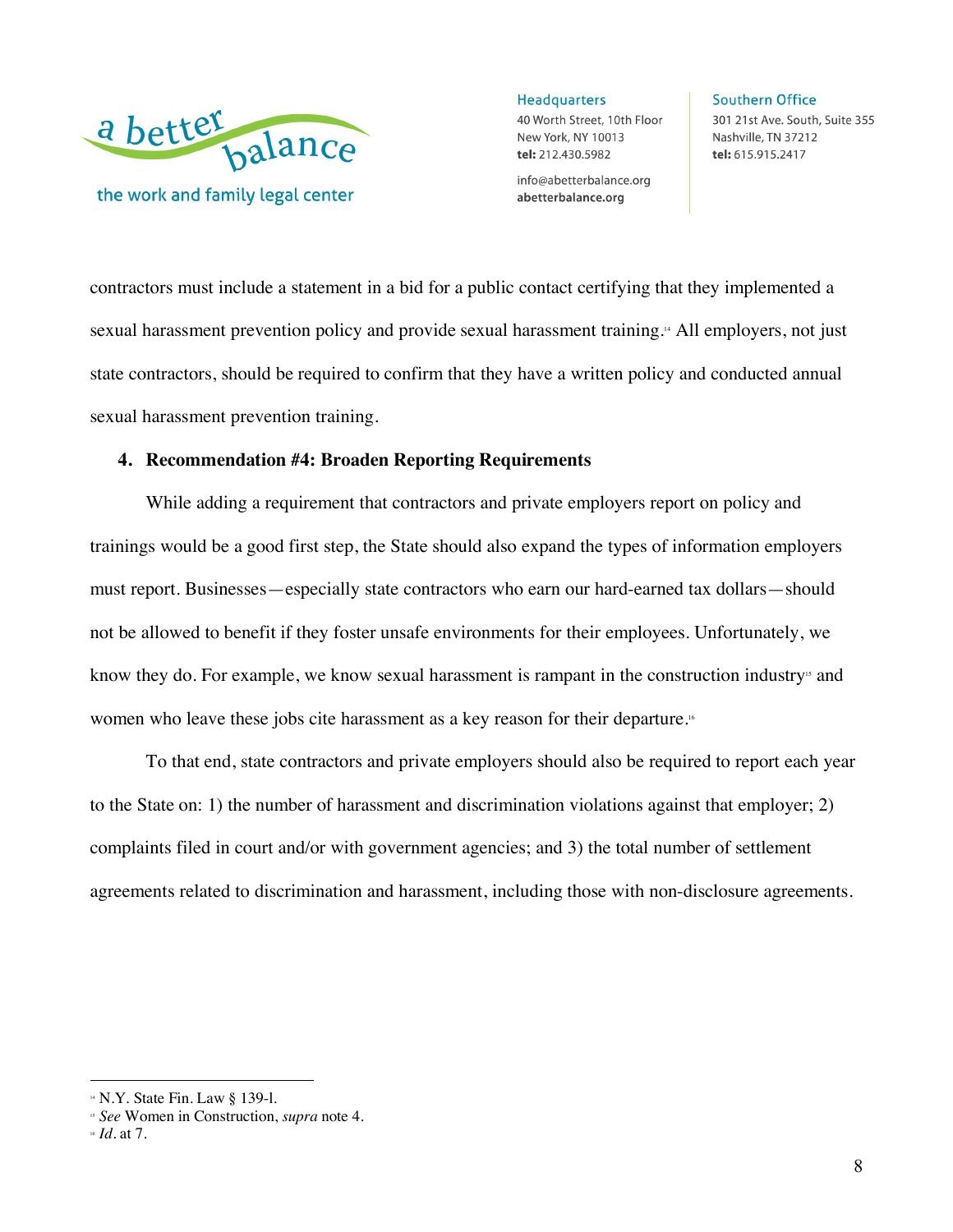contractors must include a statement in a bid for a public contact certifying that they implemented a sexual harassment prevention policy and provide sexual harassment training.[14] All employers, not just state contractors, should be required to confirm that they have a written policy and conducted annual sexual harassment prevention training.

**4. Recommendation #4: Broaden Reporting Requirements**

While adding a requirement that contractors and private employers report on policy and trainings would be a good first step, the State should also expand the types of information employers must report. Businesses—especially state contractors who earn our hard-earned tax dollars—should not be allowed to benefit if they foster unsafe environments for their employees. Unfortunately, we know they do. For example, we know sexual harassment is rampant in the construction industry[15] and women who leave these jobs cite harassment as a key reason for their departure.[16]

To that end, state contractors and private employers should also be required to report each year to the State on: 1) the number of harassment and discrimination violations against that employer; 2) complaints filed in court and/or with government agencies; and 3) the total number of settlement agreements related to discrimination and harassment, including those with non-disclosure agreements.

---

[14] N.Y. State Fin. Law § 139-l.

[15] *See* Women in Construction, *supra* note 4.

[16] *Id.* at 7.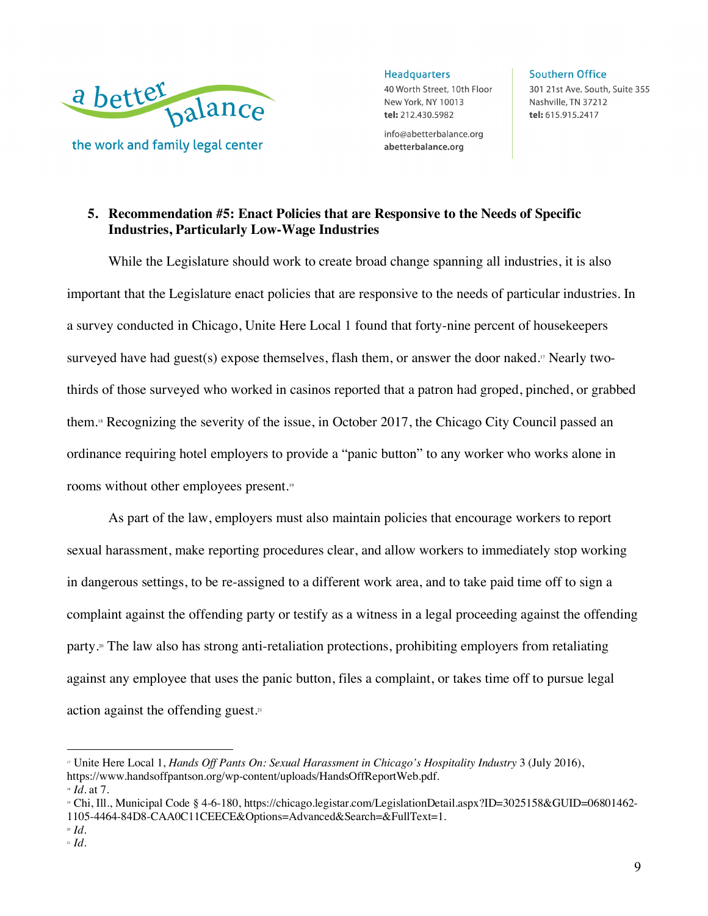### 5. Recommendation #5: Enact Policies that are Responsive to the Needs of Specific Industries, Particularly Low-Wage Industries

While the Legislature should work to create broad change spanning all industries, it is also important that the Legislature enact policies that are responsive to the needs of particular industries. In a survey conducted in Chicago, Unite Here Local 1 found that forty-nine percent of housekeepers surveyed have had guest(s) expose themselves, flash them, or answer the door naked.[17] Nearly two-thirds of those surveyed who worked in casinos reported that a patron had groped, pinched, or grabbed them.[18] Recognizing the severity of the issue, in October 2017, the Chicago City Council passed an ordinance requiring hotel employers to provide a "panic button" to any worker who works alone in rooms without other employees present.[19]

As part of the law, employers must also maintain policies that encourage workers to report sexual harassment, make reporting procedures clear, and allow workers to immediately stop working in dangerous settings, to be re-assigned to a different work area, and to take paid time off to sign a complaint against the offending party or testify as a witness in a legal proceeding against the offending party.[20] The law also has strong anti-retaliation protections, prohibiting employers from retaliating against any employee that uses the panic button, files a complaint, or takes time off to pursue legal action against the offending guest.[21]

---

[17] Unite Here Local 1, *Hands Off Pants On: Sexual Harassment in Chicago's Hospitality Industry* 3 (July 2016), https://www.handsoffpantson.org/wp-content/uploads/HandsOffReportWeb.pdf.

[18] *Id.* at 7.

[19] Chi, Ill., Municipal Code § 4-6-180, https://chicago.legistar.com/LegislationDetail.aspx?ID=3025158&GUID=06801462-1105-4464-84D8-CAA0C11CEECE&Options=Advanced&Search=&FullText=1.

[20] *Id.*

[21] *Id.*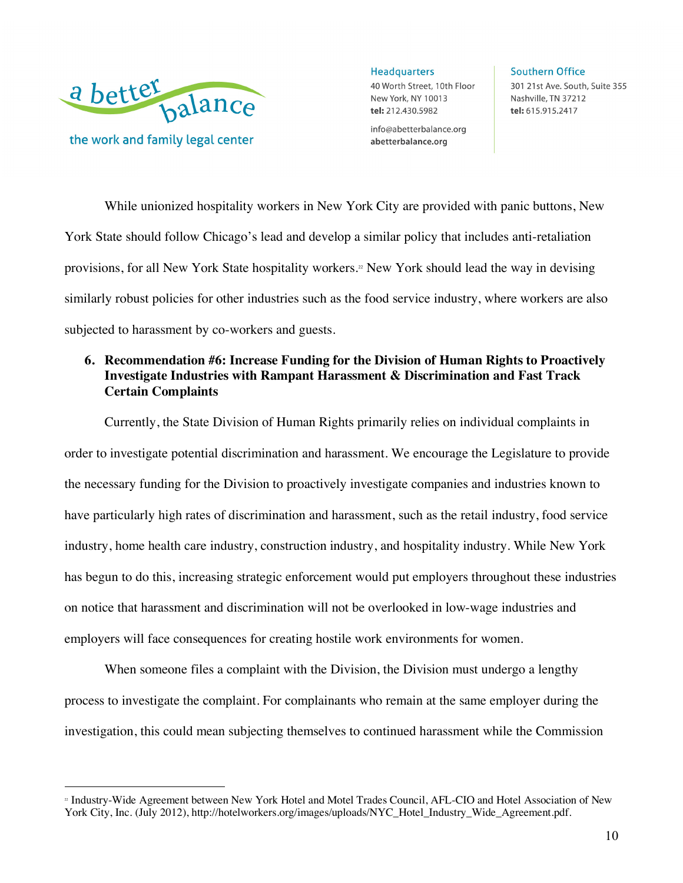While unionized hospitality workers in New York City are provided with panic buttons, New York State should follow Chicago's lead and develop a similar policy that includes anti-retaliation provisions, for all New York State hospitality workers.[22] New York should lead the way in devising similarly robust policies for other industries such as the food service industry, where workers are also subjected to harassment by co-workers and guests.

### 6. Recommendation #6: Increase Funding for the Division of Human Rights to Proactively Investigate Industries with Rampant Harassment & Discrimination and Fast Track Certain Complaints

Currently, the State Division of Human Rights primarily relies on individual complaints in order to investigate potential discrimination and harassment. We encourage the Legislature to provide the necessary funding for the Division to proactively investigate companies and industries known to have particularly high rates of discrimination and harassment, such as the retail industry, food service industry, home health care industry, construction industry, and hospitality industry. While New York has begun to do this, increasing strategic enforcement would put employers throughout these industries on notice that harassment and discrimination will not be overlooked in low-wage industries and employers will face consequences for creating hostile work environments for women.

When someone files a complaint with the Division, the Division must undergo a lengthy process to investigate the complaint. For complainants who remain at the same employer during the investigation, this could mean subjecting themselves to continued harassment while the Commission

---

[22] Industry-Wide Agreement between New York Hotel and Motel Trades Council, AFL-CIO and Hotel Association of New York City, Inc. (July 2012), http://hotelworkers.org/images/uploads/NYC_Hotel_Industry_Wide_Agreement.pdf.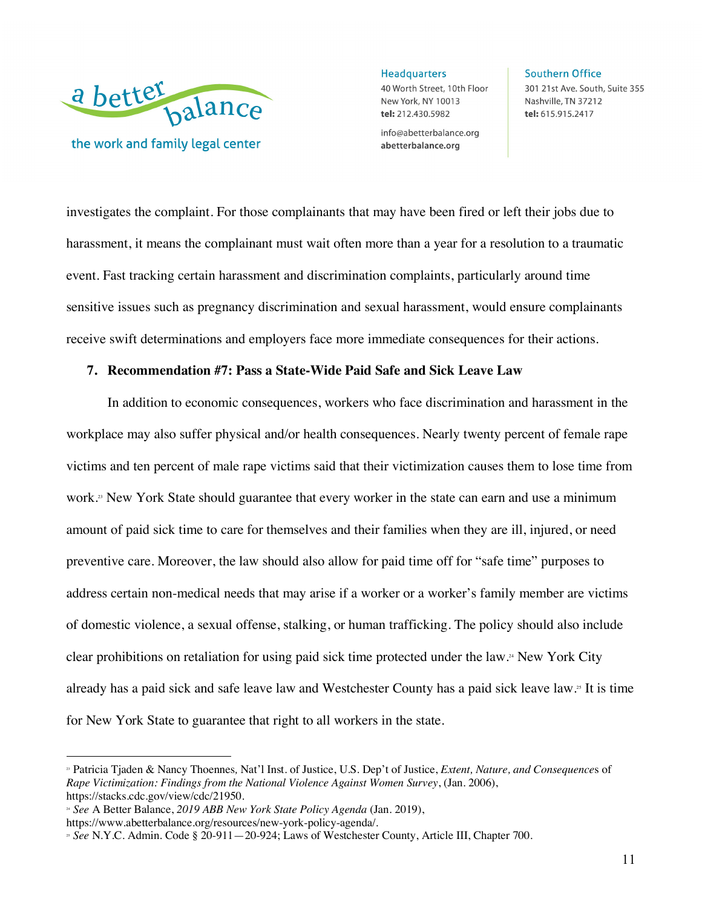investigates the complaint. For those complainants that may have been fired or left their jobs due to harassment, it means the complainant must wait often more than a year for a resolution to a traumatic event. Fast tracking certain harassment and discrimination complaints, particularly around time sensitive issues such as pregnancy discrimination and sexual harassment, would ensure complainants receive swift determinations and employers face more immediate consequences for their actions.

**7. Recommendation #7: Pass a State-Wide Paid Safe and Sick Leave Law**

In addition to economic consequences, workers who face discrimination and harassment in the workplace may also suffer physical and/or health consequences. Nearly twenty percent of female rape victims and ten percent of male rape victims said that their victimization causes them to lose time from work.[23] New York State should guarantee that every worker in the state can earn and use a minimum amount of paid sick time to care for themselves and their families when they are ill, injured, or need preventive care. Moreover, the law should also allow for paid time off for "safe time" purposes to address certain non-medical needs that may arise if a worker or a worker's family member are victims of domestic violence, a sexual offense, stalking, or human trafficking. The policy should also include clear prohibitions on retaliation for using paid sick time protected under the law.[24] New York City already has a paid sick and safe leave law and Westchester County has a paid sick leave law.[25] It is time for New York State to guarantee that right to all workers in the state.

---

[23] Patricia Tjaden & Nancy Thoennes, Nat'l Inst. of Justice, U.S. Dep't of Justice, *Extent, Nature, and Consequences of Rape Victimization: Findings from the National Violence Against Women Survey*, (Jan. 2006), https://stacks.cdc.gov/view/cdc/21950.

[24] *See* A Better Balance, *2019 ABB New York State Policy Agenda* (Jan. 2019), https://www.abetterbalance.org/resources/new-york-policy-agenda/.

[25] *See* N.Y.C. Admin. Code § 20-911—20-924; Laws of Westchester County, Article III, Chapter 700.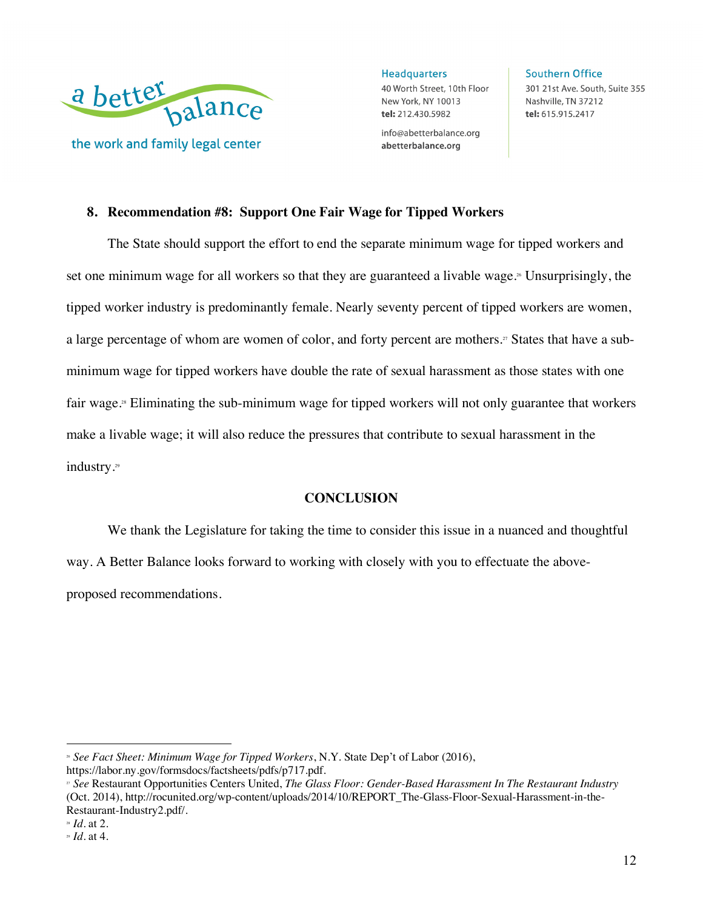## 8. Recommendation #8: Support One Fair Wage for Tipped Workers

The State should support the effort to end the separate minimum wage for tipped workers and set one minimum wage for all workers so that they are guaranteed a livable wage.[26] Unsurprisingly, the tipped worker industry is predominantly female. Nearly seventy percent of tipped workers are women, a large percentage of whom are women of color, and forty percent are mothers.[27] States that have a sub-minimum wage for tipped workers have double the rate of sexual harassment as those states with one fair wage.[28] Eliminating the sub-minimum wage for tipped workers will not only guarantee that workers make a livable wage; it will also reduce the pressures that contribute to sexual harassment in the industry.[29]

## CONCLUSION

We thank the Legislature for taking the time to consider this issue in a nuanced and thoughtful way. A Better Balance looks forward to working with closely with you to effectuate the above-proposed recommendations.

---

[26] *See Fact Sheet: Minimum Wage for Tipped Workers*, N.Y. State Dep't of Labor (2016), https://labor.ny.gov/formsdocs/factsheets/pdfs/p717.pdf.

[27] *See* Restaurant Opportunities Centers United, *The Glass Floor: Gender-Based Harassment In The Restaurant Industry* (Oct. 2014), http://rocunited.org/wp-content/uploads/2014/10/REPORT_The-Glass-Floor-Sexual-Harassment-in-the-Restaurant-Industry2.pdf/.

[28] *Id.* at 2.

[29] *Id.* at 4.